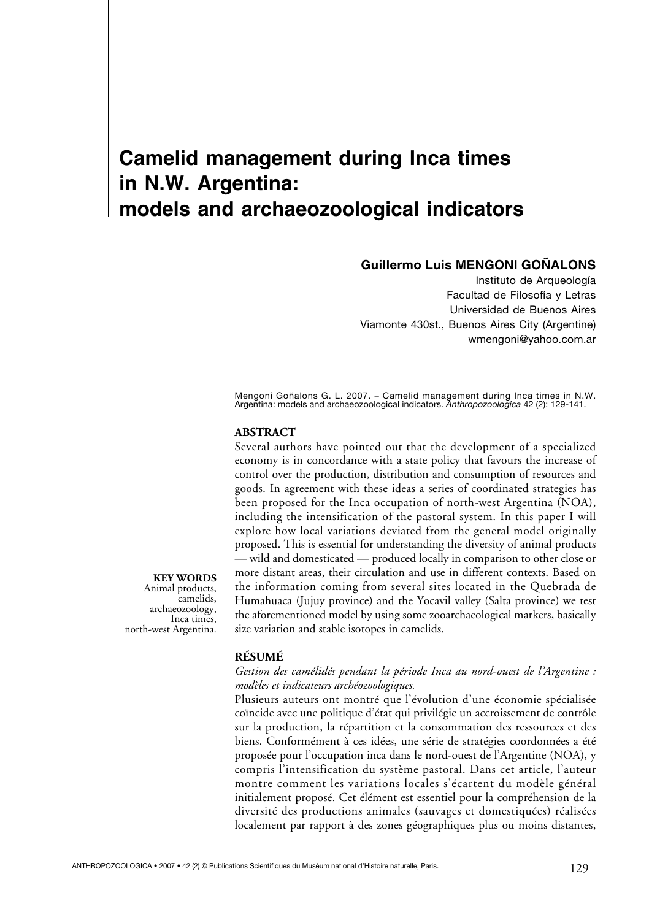# Camelid management during Inca times in N.W. Argentina: models and archaeozoological indicators

**Guillermo Luis MENGONI GOÑALONS**

Instituto de Arqueología
Facultad de Filosofía y Letras
Universidad de Buenos Aires
Viamonte 430st., Buenos Aires City (Argentine)
wmengoni@yahoo.com.ar

Mengoni Goñalons G. L. 2007. – Camelid management during Inca times in N.W. Argentina: models and archaeozoological indicators. *Anthropozoologica* 42 (2): 129-141.

## ABSTRACT

Several authors have pointed out that the development of a specialized economy is in concordance with a state policy that favours the increase of control over the production, distribution and consumption of resources and goods. In agreement with these ideas a series of coordinated strategies has been proposed for the Inca occupation of north-west Argentina (NOA), including the intensification of the pastoral system. In this paper I will explore how local variations deviated from the general model originally proposed. This is essential for understanding the diversity of animal products — wild and domesticated — produced locally in comparison to other close or more distant areas, their circulation and use in different contexts. Based on the information coming from several sites located in the Quebrada de Humahuaca (Jujuy province) and the Yocavil valley (Salta province) we test the aforementioned model by using some zooarchaeological markers, basically size variation and stable isotopes in camelids.

**KEY WORDS**
Animal products, camelids, archaeozoology, Inca times, north-west Argentina.

## RÉSUMÉ

*Gestion des camélidés pendant la période Inca au nord-ouest de l'Argentine : modèles et indicateurs archéozoologiques.*

Plusieurs auteurs ont montré que l'évolution d'une économie spécialisée coïncide avec une politique d'état qui privilégie un accroissement de contrôle sur la production, la répartition et la consommation des ressources et des biens. Conformément à ces idées, une série de stratégies coordonnées a été proposée pour l'occupation inca dans le nord-ouest de l'Argentine (NOA), y compris l'intensification du système pastoral. Dans cet article, l'auteur montre comment les variations locales s'écartent du modèle général initialement proposé. Cet élément est essentiel pour la compréhension de la diversité des productions animales (sauvages et domestiquées) réalisées localement par rapport à des zones géographiques plus ou moins distantes,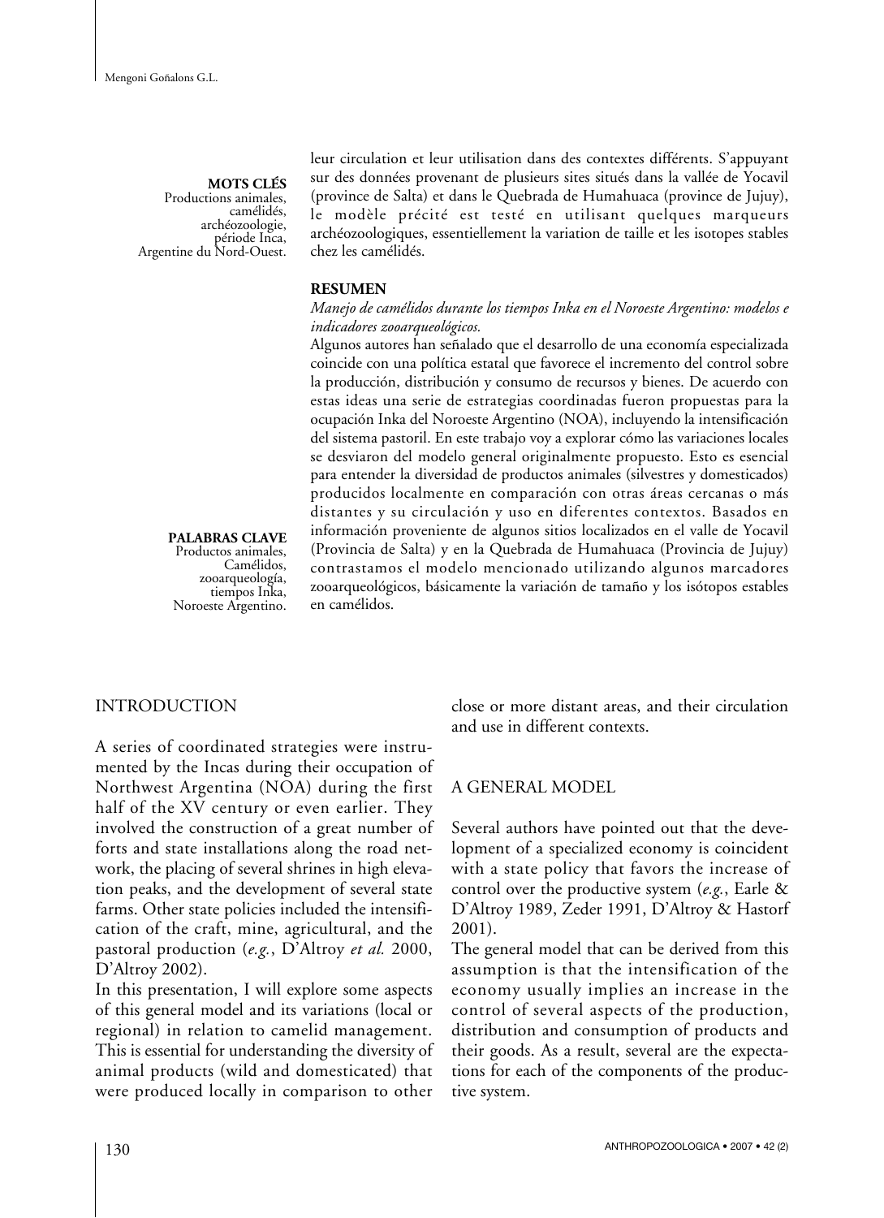leur circulation et leur utilisation dans des contextes différents. S'appuyant sur des données provenant de plusieurs sites situés dans la vallée de Yocavil (province de Salta) et dans le Quebrada de Humahuaca (province de Jujuy), le modèle précité est testé en utilisant quelques marqueurs archéozoologiques, essentiellement la variation de taille et les isotopes stables chez les camélidés.

**MOTS CLÉS**
Productions animales, camélidés, archéozoologie, période Inca, Argentine du Nord-Ouest.

**RESUMEN**

*Manejo de camélidos durante los tiempos Inka en el Noroeste Argentino: modelos e indicadores zooarqueológicos.*

Algunos autores han señalado que el desarrollo de una economía especializada coincide con una política estatal que favorece el incremento del control sobre la producción, distribución y consumo de recursos y bienes. De acuerdo con estas ideas una serie de estrategias coordinadas fueron propuestas para la ocupación Inka del Noroeste Argentino (NOA), incluyendo la intensificación del sistema pastoril. En este trabajo voy a explorar cómo las variaciones locales se desviaron del modelo general originalmente propuesto. Esto es esencial para entender la diversidad de productos animales (silvestres y domesticados) producidos localmente en comparación con otras áreas cercanas o más distantes y su circulación y uso en diferentes contextos. Basados en información proveniente de algunos sitios localizados en el valle de Yocavil (Provincia de Salta) y en la Quebrada de Humahuaca (Provincia de Jujuy) contrastamos el modelo mencionado utilizando algunos marcadores zooarqueológicos, básicamente la variación de tamaño y los isótopos estables en camélidos.

**PALABRAS CLAVE**
Productos animales, Camélidos, zooarqueología, tiempos Inka, Noroeste Argentino.

## INTRODUCTION

A series of coordinated strategies were instrumented by the Incas during their occupation of Northwest Argentina (NOA) during the first half of the XV century or even earlier. They involved the construction of a great number of forts and state installations along the road network, the placing of several shrines in high elevation peaks, and the development of several state farms. Other state policies included the intensification of the craft, mine, agricultural, and the pastoral production (*e.g.*, D'Altroy *et al.* 2000, D'Altroy 2002).

In this presentation, I will explore some aspects of this general model and its variations (local or regional) in relation to camelid management. This is essential for understanding the diversity of animal products (wild and domesticated) that were produced locally in comparison to other close or more distant areas, and their circulation and use in different contexts.

## A GENERAL MODEL

Several authors have pointed out that the development of a specialized economy is coincident with a state policy that favors the increase of control over the productive system (*e.g.*, Earle & D'Altroy 1989, Zeder 1991, D'Altroy & Hastorf 2001).

The general model that can be derived from this assumption is that the intensification of the economy usually implies an increase in the control of several aspects of the production, distribution and consumption of products and their goods. As a result, several are the expectations for each of the components of the productive system.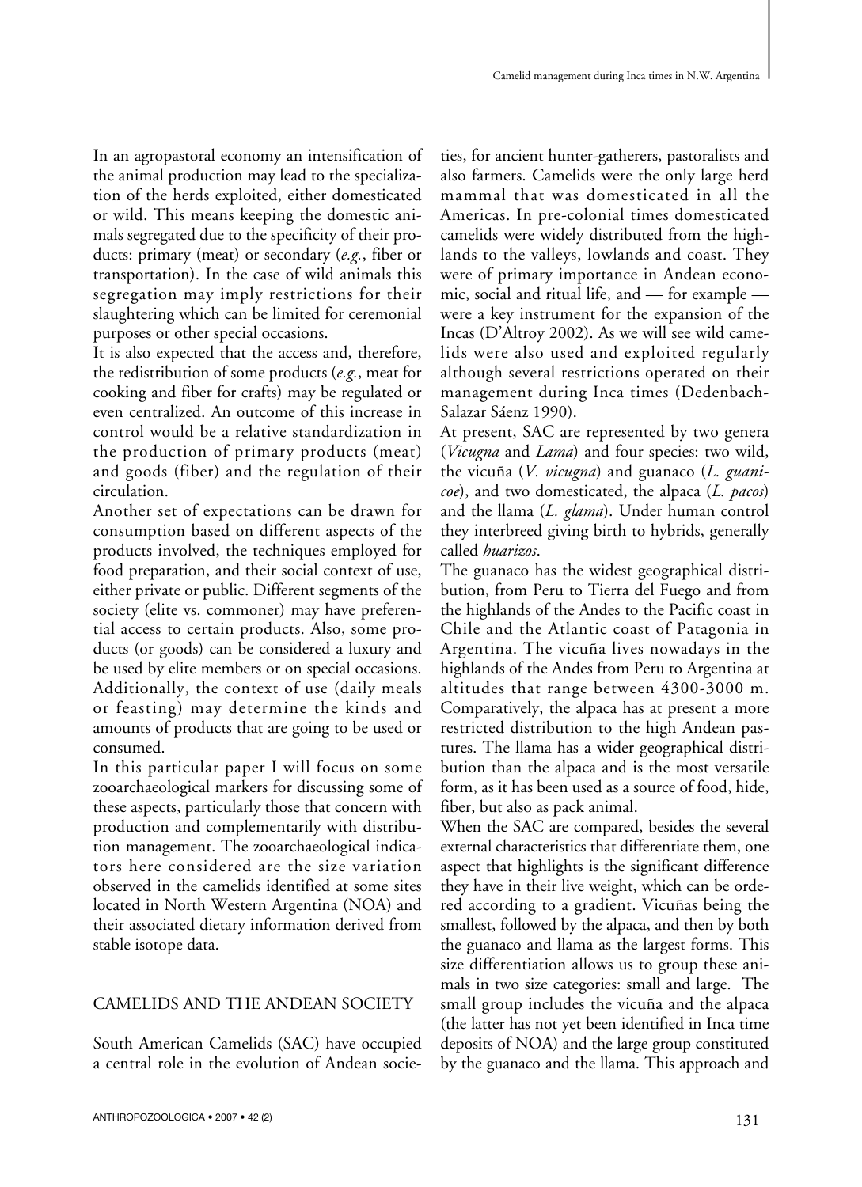In an agropastoral economy an intensification of the animal production may lead to the specialization of the herds exploited, either domesticated or wild. This means keeping the domestic animals segregated due to the specificity of their products: primary (meat) or secondary (*e.g.*, fiber or transportation). In the case of wild animals this segregation may imply restrictions for their slaughtering which can be limited for ceremonial purposes or other special occasions.

It is also expected that the access and, therefore, the redistribution of some products (*e.g.*, meat for cooking and fiber for crafts) may be regulated or even centralized. An outcome of this increase in control would be a relative standardization in the production of primary products (meat) and goods (fiber) and the regulation of their circulation.

Another set of expectations can be drawn for consumption based on different aspects of the products involved, the techniques employed for food preparation, and their social context of use, either private or public. Different segments of the society (elite vs. commoner) may have preferential access to certain products. Also, some products (or goods) can be considered a luxury and be used by elite members or on special occasions. Additionally, the context of use (daily meals or feasting) may determine the kinds and amounts of products that are going to be used or consumed.

In this particular paper I will focus on some zooarchaeological markers for discussing some of these aspects, particularly those that concern with production and complementarily with distribution management. The zooarchaeological indicators here considered are the size variation observed in the camelids identified at some sites located in North Western Argentina (NOA) and their associated dietary information derived from stable isotope data.

## CAMELIDS AND THE ANDEAN SOCIETY

South American Camelids (SAC) have occupied a central role in the evolution of Andean societies, for ancient hunter-gatherers, pastoralists and also farmers. Camelids were the only large herd mammal that was domesticated in all the Americas. In pre-colonial times domesticated camelids were widely distributed from the highlands to the valleys, lowlands and coast. They were of primary importance in Andean economic, social and ritual life, and — for example — were a key instrument for the expansion of the Incas (D'Altroy 2002). As we will see wild camelids were also used and exploited regularly although several restrictions operated on their management during Inca times (Dedenbach-Salazar Sáenz 1990).

At present, SAC are represented by two genera (*Vicugna* and *Lama*) and four species: two wild, the vicuña (*V. vicugna*) and guanaco (*L. guanicoe*), and two domesticated, the alpaca (*L. pacos*) and the llama (*L. glama*). Under human control they interbreed giving birth to hybrids, generally called *huarizos*.

The guanaco has the widest geographical distribution, from Peru to Tierra del Fuego and from the highlands of the Andes to the Pacific coast in Chile and the Atlantic coast of Patagonia in Argentina. The vicuña lives nowadays in the highlands of the Andes from Peru to Argentina at altitudes that range between 4300-3000 m. Comparatively, the alpaca has at present a more restricted distribution to the high Andean pastures. The llama has a wider geographical distribution than the alpaca and is the most versatile form, as it has been used as a source of food, hide, fiber, but also as pack animal.

When the SAC are compared, besides the several external characteristics that differentiate them, one aspect that highlights is the significant difference they have in their live weight, which can be ordered according to a gradient. Vicuñas being the smallest, followed by the alpaca, and then by both the guanaco and llama as the largest forms. This size differentiation allows us to group these animals in two size categories: small and large. The small group includes the vicuña and the alpaca (the latter has not yet been identified in Inca time deposits of NOA) and the large group constituted by the guanaco and the llama. This approach and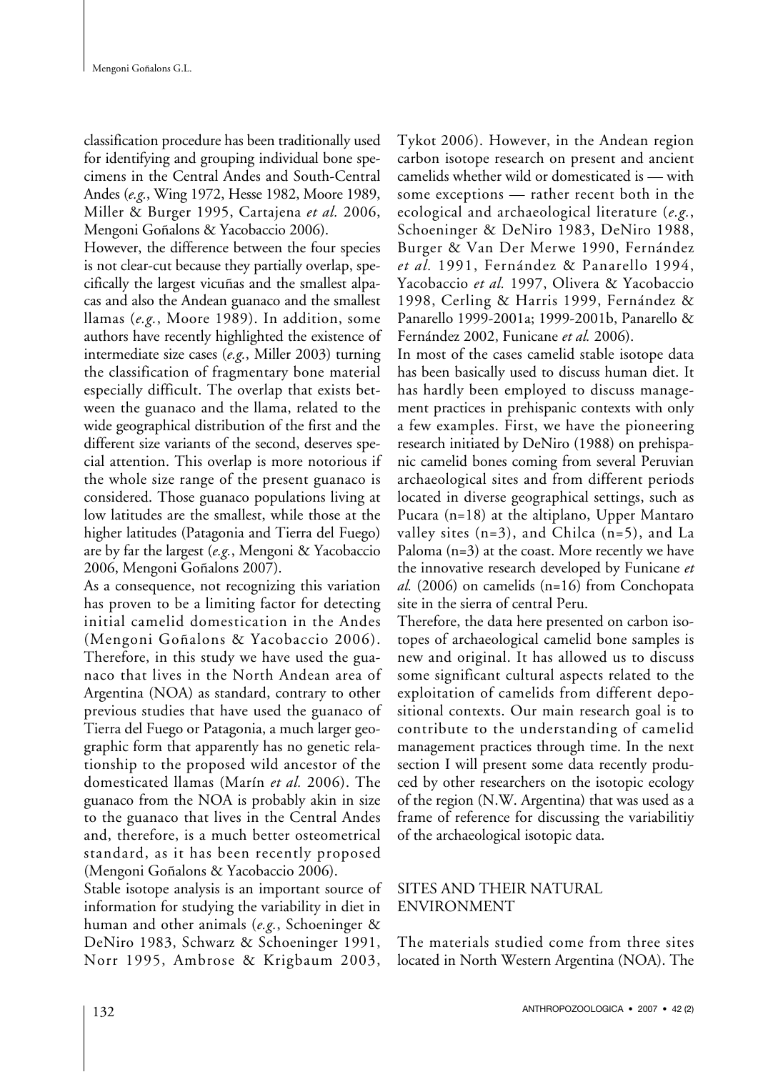classification procedure has been traditionally used for identifying and grouping individual bone specimens in the Central Andes and South-Central Andes (*e.g.*, Wing 1972, Hesse 1982, Moore 1989, Miller & Burger 1995, Cartajena *et al.* 2006, Mengoni Goñalons & Yacobaccio 2006).

However, the difference between the four species is not clear-cut because they partially overlap, specifically the largest vicuñas and the smallest alpacas and also the Andean guanaco and the smallest llamas (*e.g.*, Moore 1989). In addition, some authors have recently highlighted the existence of intermediate size cases (*e.g.*, Miller 2003) turning the classification of fragmentary bone material especially difficult. The overlap that exists between the guanaco and the llama, related to the wide geographical distribution of the first and the different size variants of the second, deserves special attention. This overlap is more notorious if the whole size range of the present guanaco is considered. Those guanaco populations living at low latitudes are the smallest, while those at the higher latitudes (Patagonia and Tierra del Fuego) are by far the largest (*e.g.*, Mengoni & Yacobaccio 2006, Mengoni Goñalons 2007).

As a consequence, not recognizing this variation has proven to be a limiting factor for detecting initial camelid domestication in the Andes (Mengoni Goñalons & Yacobaccio 2006). Therefore, in this study we have used the guanaco that lives in the North Andean area of Argentina (NOA) as standard, contrary to other previous studies that have used the guanaco of Tierra del Fuego or Patagonia, a much larger geographic form that apparently has no genetic relationship to the proposed wild ancestor of the domesticated llamas (Marín *et al.* 2006). The guanaco from the NOA is probably akin in size to the guanaco that lives in the Central Andes and, therefore, is a much better osteometrical standard, as it has been recently proposed (Mengoni Goñalons & Yacobaccio 2006).

Stable isotope analysis is an important source of information for studying the variability in diet in human and other animals (*e.g.*, Schoeninger & DeNiro 1983, Schwarz & Schoeninger 1991, Norr 1995, Ambrose & Krigbaum 2003, Tykot 2006). However, in the Andean region carbon isotope research on present and ancient camelids whether wild or domesticated is — with some exceptions — rather recent both in the ecological and archaeological literature (*e.g.*, Schoeninger & DeNiro 1983, DeNiro 1988, Burger & Van Der Merwe 1990, Fernández *et al.* 1991, Fernández & Panarello 1994, Yacobaccio *et al.* 1997, Olivera & Yacobaccio 1998, Cerling & Harris 1999, Fernández & Panarello 1999-2001a; 1999-2001b, Panarello & Fernández 2002, Funicane *et al.* 2006).

In most of the cases camelid stable isotope data has been basically used to discuss human diet. It has hardly been employed to discuss management practices in prehispanic contexts with only a few examples. First, we have the pioneering research initiated by DeNiro (1988) on prehispanic camelid bones coming from several Peruvian archaeological sites and from different periods located in diverse geographical settings, such as Pucara (n=18) at the altiplano, Upper Mantaro valley sites (n=3), and Chilca (n=5), and La Paloma (n=3) at the coast. More recently we have the innovative research developed by Funicane *et al.* (2006) on camelids (n=16) from Conchopata site in the sierra of central Peru.

Therefore, the data here presented on carbon isotopes of archaeological camelid bone samples is new and original. It has allowed us to discuss some significant cultural aspects related to the exploitation of camelids from different depositional contexts. Our main research goal is to contribute to the understanding of camelid management practices through time. In the next section I will present some data recently produced by other researchers on the isotopic ecology of the region (N.W. Argentina) that was used as a frame of reference for discussing the variabilitiy of the archaeological isotopic data.

## SITES AND THEIR NATURAL ENVIRONMENT

The materials studied come from three sites located in North Western Argentina (NOA). The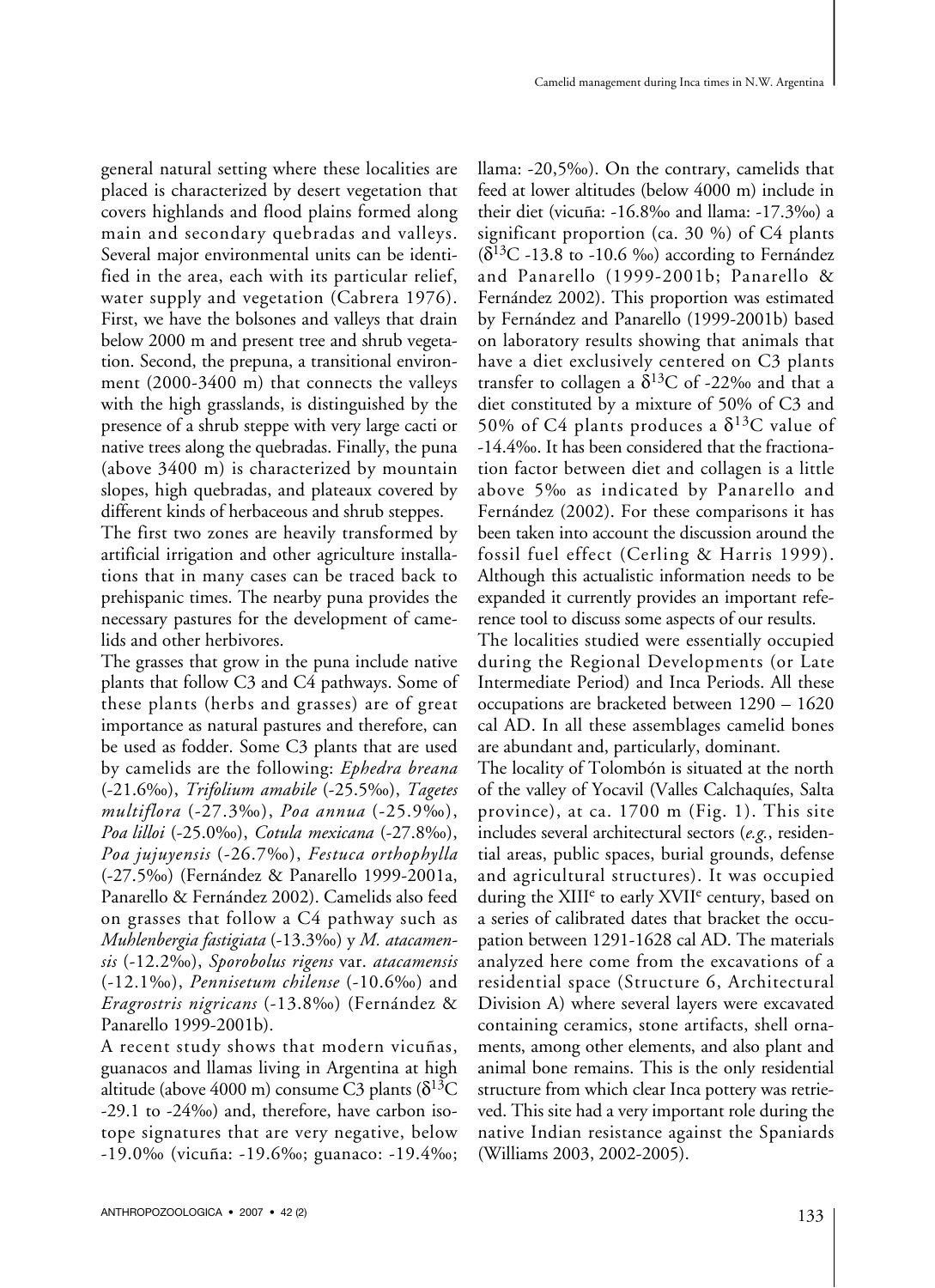general natural setting where these localities are placed is characterized by desert vegetation that covers highlands and flood plains formed along main and secondary quebradas and valleys. Several major environmental units can be identified in the area, each with its particular relief, water supply and vegetation (Cabrera 1976). First, we have the bolsones and valleys that drain below 2000 m and present tree and shrub vegetation. Second, the prepuna, a transitional environment (2000-3400 m) that connects the valleys with the high grasslands, is distinguished by the presence of a shrub steppe with very large cacti or native trees along the quebradas. Finally, the puna (above 3400 m) is characterized by mountain slopes, high quebradas, and plateaux covered by different kinds of herbaceous and shrub steppes.

The first two zones are heavily transformed by artificial irrigation and other agriculture installations that in many cases can be traced back to prehispanic times. The nearby puna provides the necessary pastures for the development of camelids and other herbivores.

The grasses that grow in the puna include native plants that follow C3 and C4 pathways. Some of these plants (herbs and grasses) are of great importance as natural pastures and therefore, can be used as fodder. Some C3 plants that are used by camelids are the following: *Ephedra breana* (-21.6‰), *Trifolium amabile* (-25.5‰), *Tagetes multiflora* (-27.3‰), *Poa annua* (-25.9‰), *Poa lilloi* (-25.0‰), *Cotula mexicana* (-27.8‰), *Poa jujuyensis* (-26.7‰), *Festuca orthophylla* (-27.5‰) (Fernández & Panarello 1999-2001a, Panarello & Fernández 2002). Camelids also feed on grasses that follow a C4 pathway such as *Muhlenbergia fastigiata* (-13.3‰) y *M. atacamensis* (-12.2‰), *Sporobolus rigens* var. *atacamensis* (-12.1‰), *Pennisetum chilense* (-10.6‰) and *Eragrostris nigricans* (-13.8‰) (Fernández & Panarello 1999-2001b).

A recent study shows that modern vicuñas, guanacos and llamas living in Argentina at high altitude (above 4000 m) consume C3 plants ($\delta^{13}C$ -29.1 to -24‰) and, therefore, have carbon isotope signatures that are very negative, below -19.0‰ (vicuña: -19.6‰; guanaco: -19.4‰; llama: -20,5‰). On the contrary, camelids that feed at lower altitudes (below 4000 m) include in their diet (vicuña: -16.8‰ and llama: -17.3‰) a significant proportion (ca. 30 %) of C4 plants ($\delta^{13}C$ -13.8 to -10.6 ‰) according to Fernández and Panarello (1999-2001b; Panarello & Fernández 2002). This proportion was estimated by Fernández and Panarello (1999-2001b) based on laboratory results showing that animals that have a diet exclusively centered on C3 plants transfer to collagen a $\delta^{13}C$ of -22‰ and that a diet constituted by a mixture of 50% of C3 and 50% of C4 plants produces a $\delta^{13}C$ value of -14.4‰. It has been considered that the fractionation factor between diet and collagen is a little above 5‰ as indicated by Panarello and Fernández (2002). For these comparisons it has been taken into account the discussion around the fossil fuel effect (Cerling & Harris 1999). Although this actualistic information needs to be expanded it currently provides an important reference tool to discuss some aspects of our results.

The localities studied were essentially occupied during the Regional Developments (or Late Intermediate Period) and Inca Periods. All these occupations are bracketed between 1290 – 1620 cal AD. In all these assemblages camelid bones are abundant and, particularly, dominant.

The locality of Tolombón is situated at the north of the valley of Yocavil (Valles Calchaquíes, Salta province), at ca. 1700 m (Fig. 1). This site includes several architectural sectors (*e.g.*, residential areas, public spaces, burial grounds, defense and agricultural structures). It was occupied during the XIII^e to early XVII^e century, based on a series of calibrated dates that bracket the occupation between 1291-1628 cal AD. The materials analyzed here come from the excavations of a residential space (Structure 6, Architectural Division A) where several layers were excavated containing ceramics, stone artifacts, shell ornaments, among other elements, and also plant and animal bone remains. This is the only residential structure from which clear Inca pottery was retrieved. This site had a very important role during the native Indian resistance against the Spaniards (Williams 2003, 2002-2005).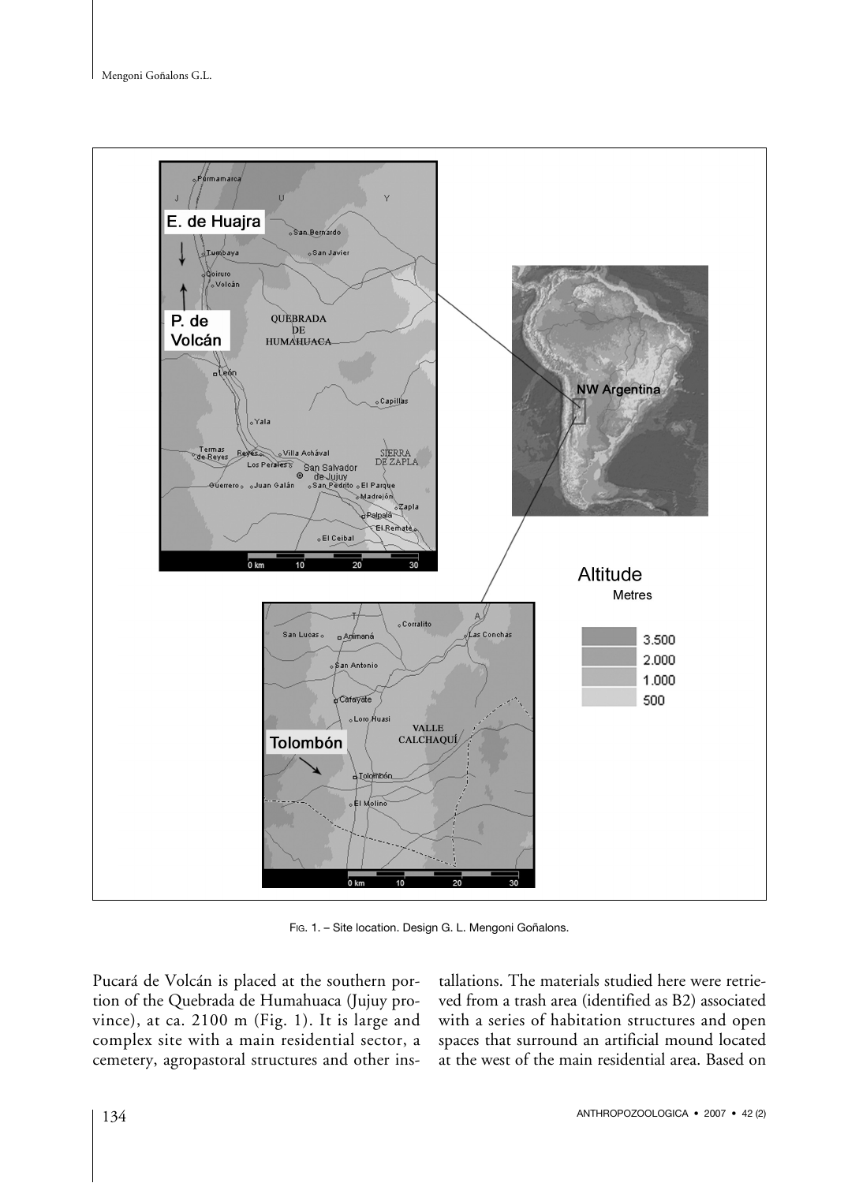FIG. 1. – Site location. Design G. L. Mengoni Goñalons.

Pucará de Volcán is placed at the southern portion of the Quebrada de Humahuaca (Jujuy province), at ca. 2100 m (Fig. 1). It is large and complex site with a main residential sector, a cemetery, agropastoral structures and other installations. The materials studied here were retrieved from a trash area (identified as B2) associated with a series of habitation structures and open spaces that surround an artificial mound located at the west of the main residential area. Based on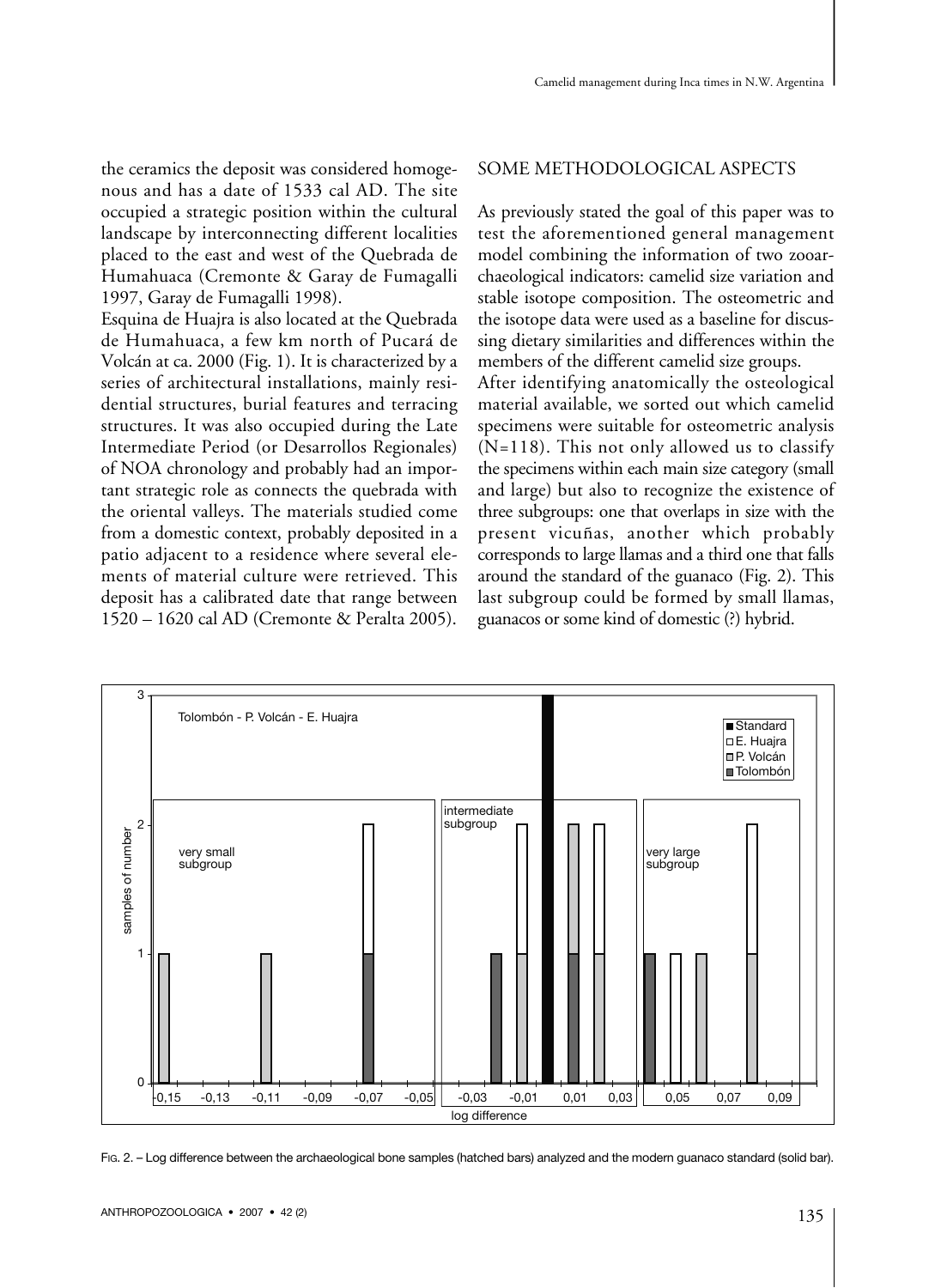the ceramics the deposit was considered homogenous and has a date of 1533 cal AD. The site occupied a strategic position within the cultural landscape by interconnecting different localities placed to the east and west of the Quebrada de Humahuaca (Cremonte & Garay de Fumagalli 1997, Garay de Fumagalli 1998).

Esquina de Huajra is also located at the Quebrada de Humahuaca, a few km north of Pucará de Volcán at ca. 2000 (Fig. 1). It is characterized by a series of architectural installations, mainly residential structures, burial features and terracing structures. It was also occupied during the Late Intermediate Period (or Desarrollos Regionales) of NOA chronology and probably had an important strategic role as connects the quebrada with the oriental valleys. The materials studied come from a domestic context, probably deposited in a patio adjacent to a residence where several elements of material culture were retrieved. This deposit has a calibrated date that range between 1520 – 1620 cal AD (Cremonte & Peralta 2005).

## SOME METHODOLOGICAL ASPECTS

As previously stated the goal of this paper was to test the aforementioned general management model combining the information of two zooarchaeological indicators: camelid size variation and stable isotope composition. The osteometric and the isotope data were used as a baseline for discussing dietary similarities and differences within the members of the different camelid size groups.

After identifying anatomically the osteological material available, we sorted out which camelid specimens were suitable for osteometric analysis (N=118). This not only allowed us to classify the specimens within each main size category (small and large) but also to recognize the existence of three subgroups: one that overlaps in size with the present vicuñas, another which probably corresponds to large llamas and a third one that falls around the standard of the guanaco (Fig. 2). This last subgroup could be formed by small llamas, guanacos or some kind of domestic (?) hybrid.

Fig. 2. – Log difference between the archaeological bone samples (hatched bars) analyzed and the modern guanaco standard (solid bar).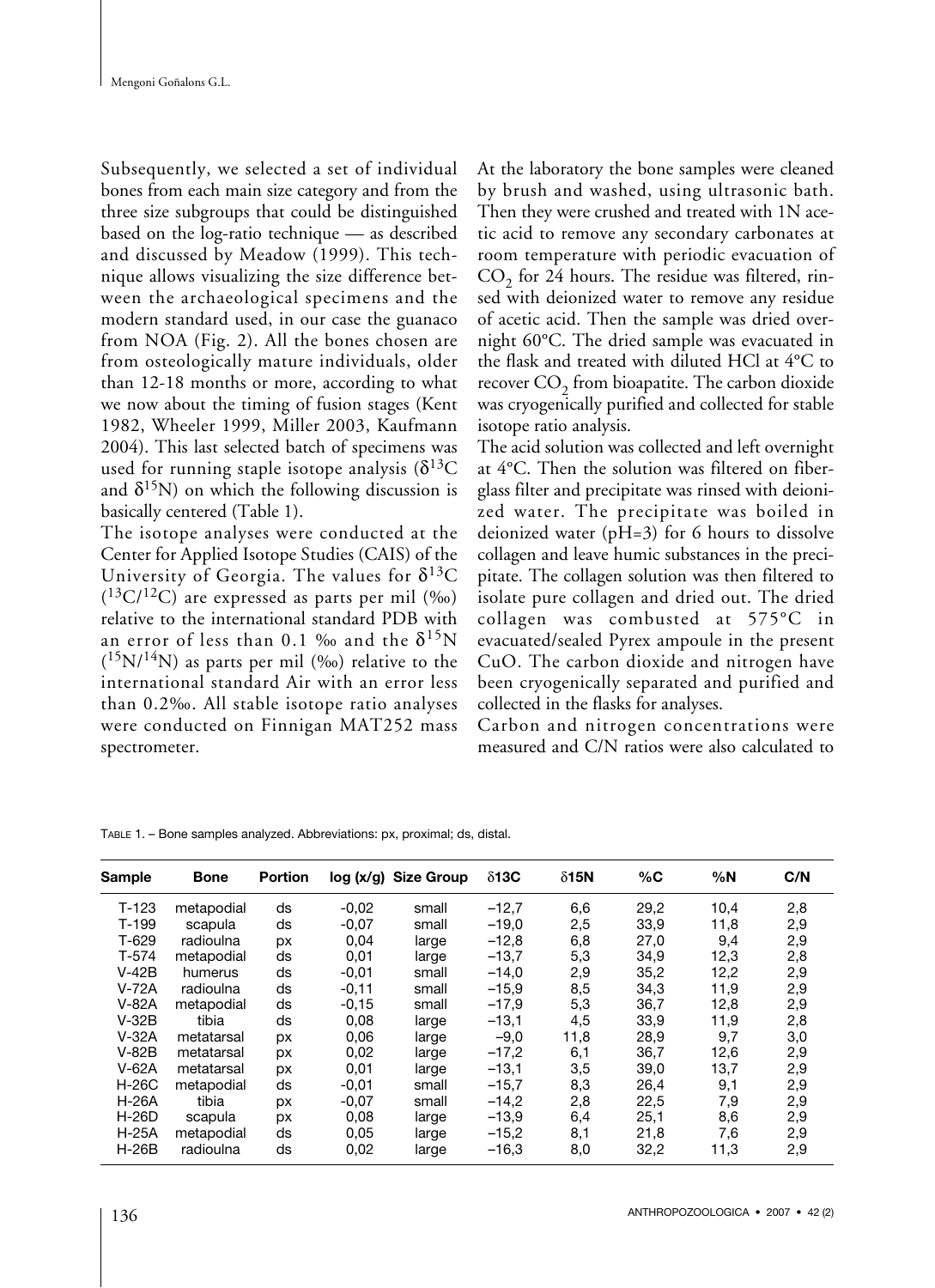Subsequently, we selected a set of individual bones from each main size category and from the three size subgroups that could be distinguished based on the log-ratio technique — as described and discussed by Meadow (1999). This technique allows visualizing the size difference between the archaeological specimens and the modern standard used, in our case the guanaco from NOA (Fig. 2). All the bones chosen are from osteologically mature individuals, older than 12-18 months or more, according to what we now about the timing of fusion stages (Kent 1982, Wheeler 1999, Miller 2003, Kaufmann 2004). This last selected batch of specimens was used for running staple isotope analysis ($\delta^{13}C$ and $\delta^{15}N$) on which the following discussion is basically centered (Table 1).

The isotope analyses were conducted at the Center for Applied Isotope Studies (CAIS) of the University of Georgia. The values for $\delta^{13}C$ ($^{13}C/^{12}C$) are expressed as parts per mil (‰) relative to the international standard PDB with an error of less than 0.1 ‰ and the $\delta^{15}N$ ($^{15}N/^{14}N$) as parts per mil (‰) relative to the international standard Air with an error less than 0.2‰. All stable isotope ratio analyses were conducted on Finnigan MAT252 mass spectrometer.

At the laboratory the bone samples were cleaned by brush and washed, using ultrasonic bath. Then they were crushed and treated with 1N acetic acid to remove any secondary carbonates at room temperature with periodic evacuation of $CO_2$ for 24 hours. The residue was filtered, rinsed with deionized water to remove any residue of acetic acid. Then the sample was dried overnight 60°C. The dried sample was evacuated in the flask and treated with diluted HCl at 4°C to recover $CO_2$ from bioapatite. The carbon dioxide was cryogenically purified and collected for stable isotope ratio analysis.

The acid solution was collected and left overnight at 4°C. Then the solution was filtered on fiberglass filter and precipitate was rinsed with deionized water. The precipitate was boiled in deionized water (pH=3) for 6 hours to dissolve collagen and leave humic substances in the precipitate. The collagen solution was then filtered to isolate pure collagen and dried out. The dried collagen was combusted at 575°C in evacuated/sealed Pyrex ampoule in the present CuO. The carbon dioxide and nitrogen have been cryogenically separated and purified and collected in the flasks for analyses.

Carbon and nitrogen concentrations were measured and C/N ratios were also calculated to

TABLE 1. – Bone samples analyzed. Abbreviations: px, proximal; ds, distal.

| Sample | Bone | Portion | log (x/g) | Size Group | $\delta$13C | $\delta$15N | %C | %N | C/N |
|---|---|---|---|---|---|---|---|---|---|
| T-123 | metapodial | ds | -0,02 | small | −12,7 | 6,6 | 29,2 | 10,4 | 2,8 |
| T-199 | scapula | ds | -0,07 | small | −19,0 | 2,5 | 33,9 | 11,8 | 2,9 |
| T-629 | radioulna | px | 0,04 | large | −12,8 | 6,8 | 27,0 | 9,4 | 2,9 |
| T-574 | metapodial | ds | 0,01 | large | −13,7 | 5,3 | 34,9 | 12,3 | 2,8 |
| V-42B | humerus | ds | -0,01 | small | −14,0 | 2,9 | 35,2 | 12,2 | 2,9 |
| V-72A | radioulna | ds | -0,11 | small | −15,9 | 8,5 | 34,3 | 11,9 | 2,9 |
| V-82A | metapodial | ds | -0,15 | small | −17,9 | 5,3 | 36,7 | 12,8 | 2,9 |
| V-32B | tibia | ds | 0,08 | large | −13,1 | 4,5 | 33,9 | 11,9 | 2,8 |
| V-32A | metatarsal | px | 0,06 | large | −9,0 | 11,8 | 28,9 | 9,7 | 3,0 |
| V-82B | metatarsal | px | 0,02 | large | −17,2 | 6,1 | 36,7 | 12,6 | 2,9 |
| V-62A | metatarsal | px | 0,01 | large | −13,1 | 3,5 | 39,0 | 13,7 | 2,9 |
| H-26C | metapodial | ds | -0,01 | small | −15,7 | 8,3 | 26,4 | 9,1 | 2,9 |
| H-26A | tibia | px | -0,07 | small | −14,2 | 2,8 | 22,5 | 7,9 | 2,9 |
| H-26D | scapula | px | 0,08 | large | −13,9 | 6,4 | 25,1 | 8,6 | 2,9 |
| H-25A | metapodial | ds | 0,05 | large | −15,2 | 8,1 | 21,8 | 7,6 | 2,9 |
| H-26B | radioulna | ds | 0,02 | large | −16,3 | 8,0 | 32,2 | 11,3 | 2,9 |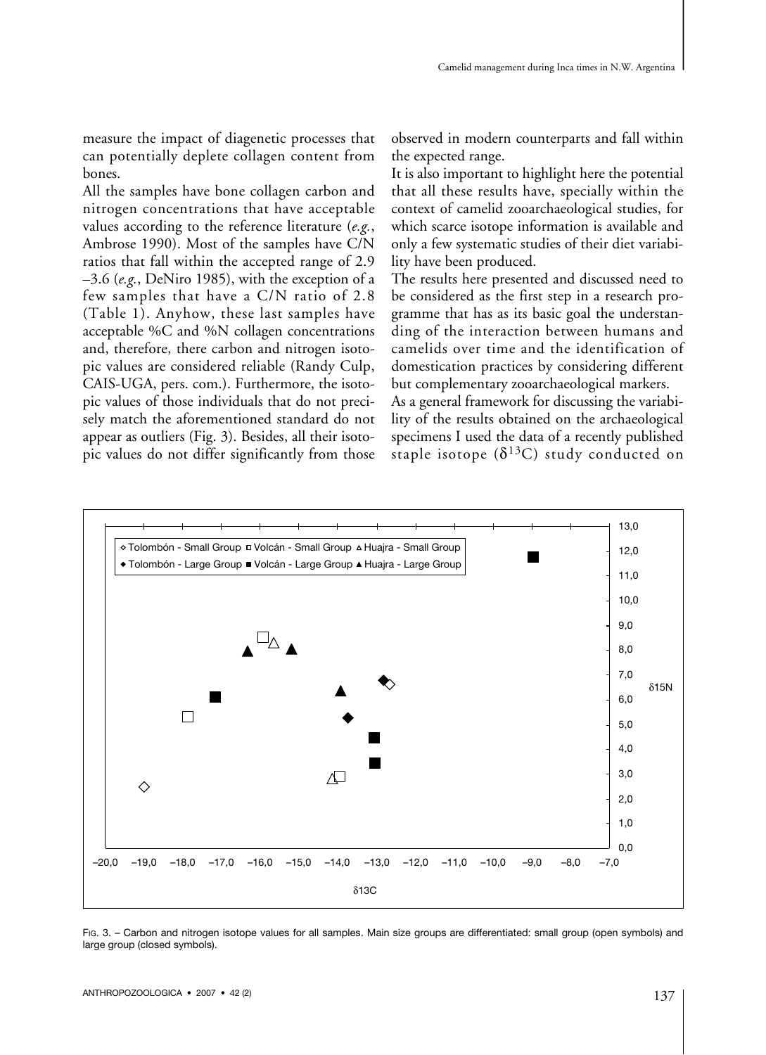measure the impact of diagenetic processes that can potentially deplete collagen content from bones.

All the samples have bone collagen carbon and nitrogen concentrations that have acceptable values according to the reference literature (*e.g.*, Ambrose 1990). Most of the samples have C/N ratios that fall within the accepted range of 2.9 –3.6 (*e.g.*, DeNiro 1985), with the exception of a few samples that have a C/N ratio of 2.8 (Table 1). Anyhow, these last samples have acceptable %C and %N collagen concentrations and, therefore, there carbon and nitrogen isotopic values are considered reliable (Randy Culp, CAIS-UGA, pers. com.). Furthermore, the isotopic values of those individuals that do not precisely match the aforementioned standard do not appear as outliers (Fig. 3). Besides, all their isotopic values do not differ significantly from those observed in modern counterparts and fall within the expected range.

It is also important to highlight here the potential that all these results have, specially within the context of camelid zooarchaeological studies, for which scarce isotope information is available and only a few systematic studies of their diet variability have been produced.

The results here presented and discussed need to be considered as the first step in a research programme that has as its basic goal the understanding of the interaction between humans and camelids over time and the identification of domestication practices by considering different but complementary zooarchaeological markers.

As a general framework for discussing the variability of the results obtained on the archaeological specimens I used the data of a recently published staple isotope ($\delta^{13}C$) study conducted on

FIG. 3. – Carbon and nitrogen isotope values for all samples. Main size groups are differentiated: small group (open symbols) and large group (closed symbols).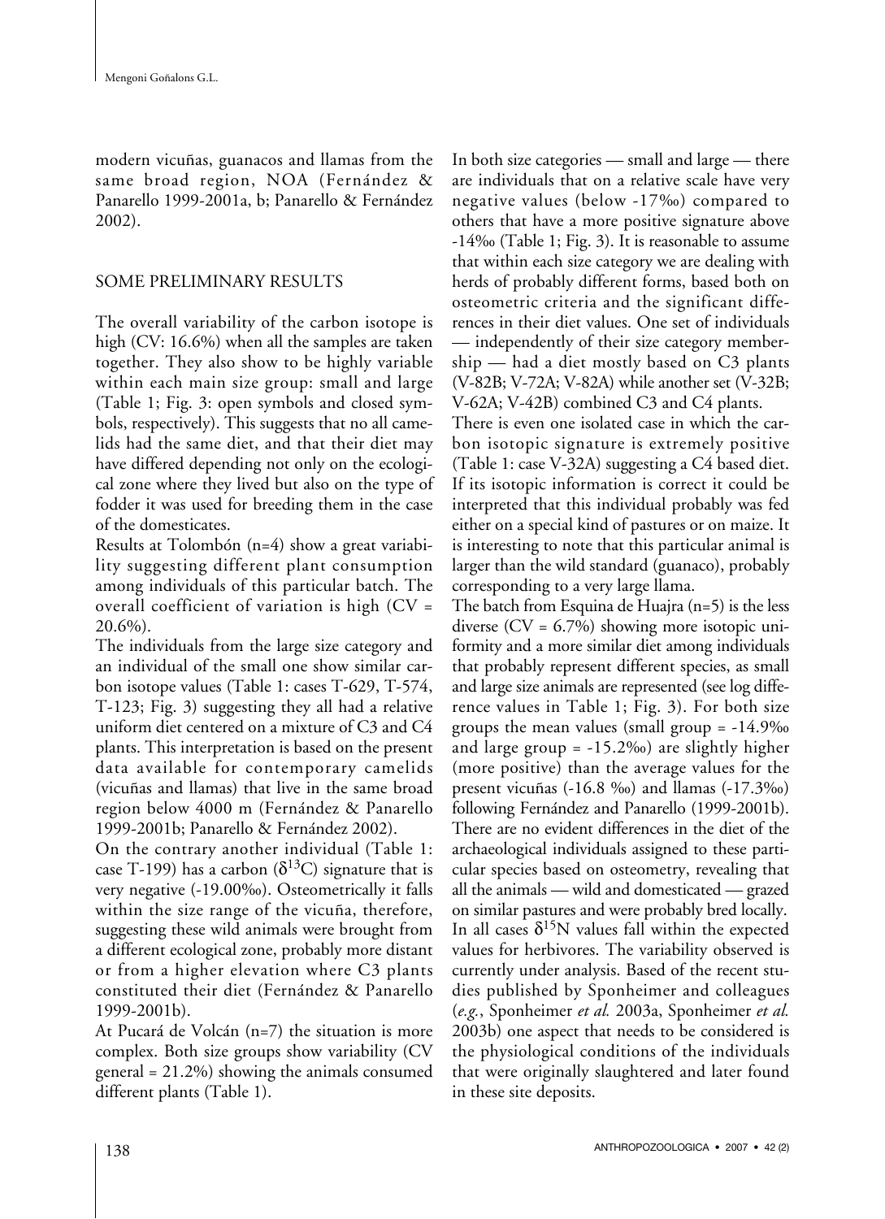modern vicuñas, guanacos and llamas from the same broad region, NOA (Fernández & Panarello 1999-2001a, b; Panarello & Fernández 2002).

## SOME PRELIMINARY RESULTS

The overall variability of the carbon isotope is high (CV: 16.6%) when all the samples are taken together. They also show to be highly variable within each main size group: small and large (Table 1; Fig. 3: open symbols and closed symbols, respectively). This suggests that no all camelids had the same diet, and that their diet may have differed depending not only on the ecological zone where they lived but also on the type of fodder it was used for breeding them in the case of the domesticates.

Results at Tolombón (n=4) show a great variability suggesting different plant consumption among individuals of this particular batch. The overall coefficient of variation is high (CV = 20.6%).

The individuals from the large size category and an individual of the small one show similar carbon isotope values (Table 1: cases T-629, T-574, T-123; Fig. 3) suggesting they all had a relative uniform diet centered on a mixture of C3 and C4 plants. This interpretation is based on the present data available for contemporary camelids (vicuñas and llamas) that live in the same broad region below 4000 m (Fernández & Panarello 1999-2001b; Panarello & Fernández 2002).

On the contrary another individual (Table 1: case T-199) has a carbon ($\delta^{13}C$) signature that is very negative (-19.00‰). Osteometrically it falls within the size range of the vicuña, therefore, suggesting these wild animals were brought from a different ecological zone, probably more distant or from a higher elevation where C3 plants constituted their diet (Fernández & Panarello 1999-2001b).

At Pucará de Volcán (n=7) the situation is more complex. Both size groups show variability (CV general = 21.2%) showing the animals consumed different plants (Table 1).

In both size categories — small and large — there are individuals that on a relative scale have very negative values (below -17‰) compared to others that have a more positive signature above -14‰ (Table 1; Fig. 3). It is reasonable to assume that within each size category we are dealing with herds of probably different forms, based both on osteometric criteria and the significant differences in their diet values. One set of individuals — independently of their size category membership — had a diet mostly based on C3 plants (V-82B; V-72A; V-82A) while another set (V-32B; V-62A; V-42B) combined C3 and C4 plants.

There is even one isolated case in which the carbon isotopic signature is extremely positive (Table 1: case V-32A) suggesting a C4 based diet. If its isotopic information is correct it could be interpreted that this individual probably was fed either on a special kind of pastures or on maize. It is interesting to note that this particular animal is larger than the wild standard (guanaco), probably corresponding to a very large llama.

The batch from Esquina de Huajra (n=5) is the less diverse (CV = 6.7%) showing more isotopic uniformity and a more similar diet among individuals that probably represent different species, as small and large size animals are represented (see log difference values in Table 1; Fig. 3). For both size groups the mean values (small group = -14.9‰ and large group = -15.2‰) are slightly higher (more positive) than the average values for the present vicuñas (-16.8 ‰) and llamas (-17.3‰) following Fernández and Panarello (1999-2001b). There are no evident differences in the diet of the archaeological individuals assigned to these particular species based on osteometry, revealing that all the animals — wild and domesticated — grazed on similar pastures and were probably bred locally. In all cases $\delta^{15}N$ values fall within the expected values for herbivores. The variability observed is currently under analysis. Based of the recent studies published by Sponheimer and colleagues (*e.g.*, Sponheimer *et al.* 2003a, Sponheimer *et al.* 2003b) one aspect that needs to be considered is the physiological conditions of the individuals that were originally slaughtered and later found in these site deposits.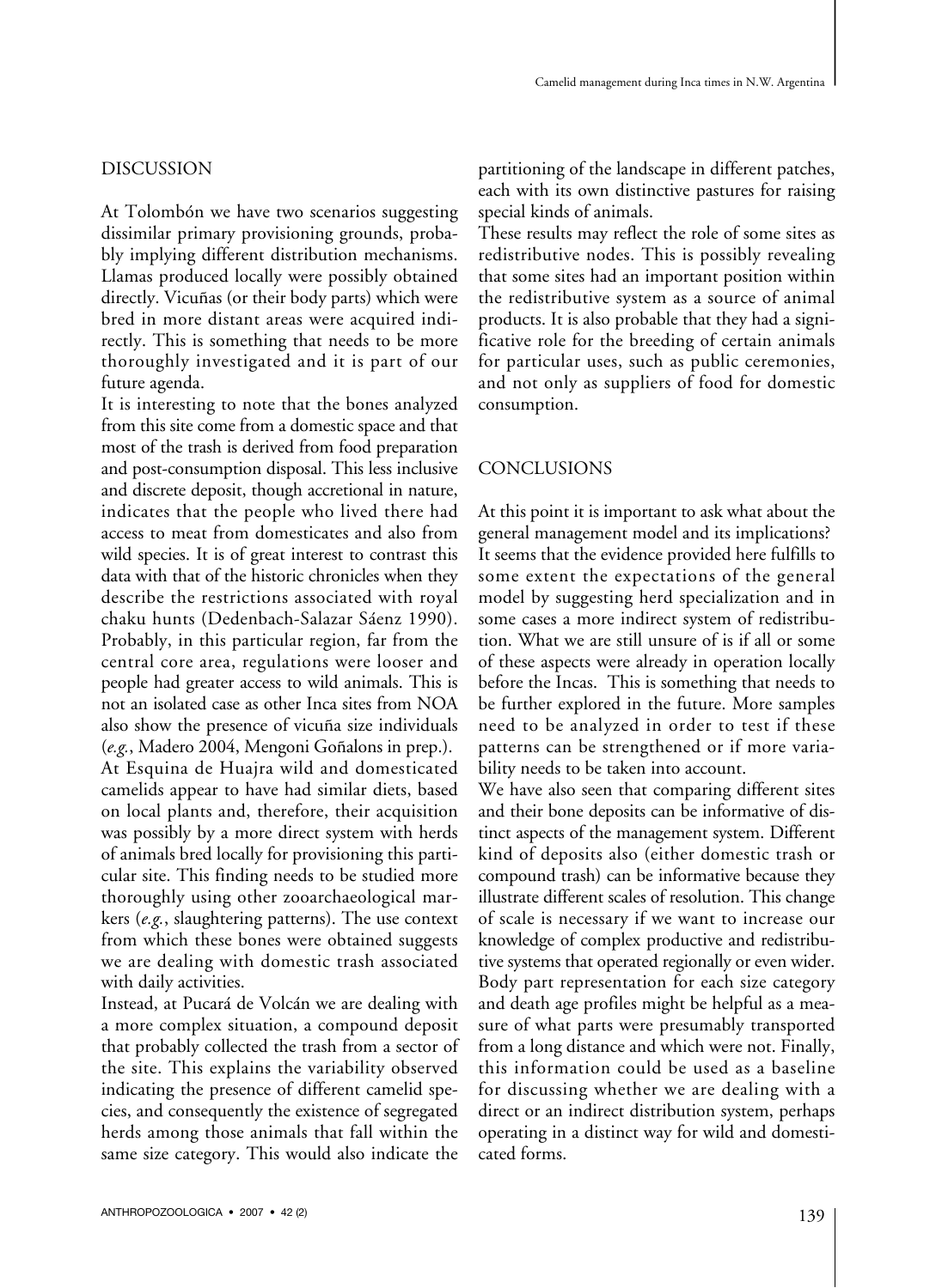## DISCUSSION

At Tolombón we have two scenarios suggesting dissimilar primary provisioning grounds, probably implying different distribution mechanisms. Llamas produced locally were possibly obtained directly. Vicuñas (or their body parts) which were bred in more distant areas were acquired indirectly. This is something that needs to be more thoroughly investigated and it is part of our future agenda.

It is interesting to note that the bones analyzed from this site come from a domestic space and that most of the trash is derived from food preparation and post-consumption disposal. This less inclusive and discrete deposit, though accretional in nature, indicates that the people who lived there had access to meat from domesticates and also from wild species. It is of great interest to contrast this data with that of the historic chronicles when they describe the restrictions associated with royal chaku hunts (Dedenbach-Salazar Sáenz 1990). Probably, in this particular region, far from the central core area, regulations were looser and people had greater access to wild animals. This is not an isolated case as other Inca sites from NOA also show the presence of vicuña size individuals (*e.g.*, Madero 2004, Mengoni Goñalons in prep.).

At Esquina de Huajra wild and domesticated camelids appear to have had similar diets, based on local plants and, therefore, their acquisition was possibly by a more direct system with herds of animals bred locally for provisioning this particular site. This finding needs to be studied more thoroughly using other zooarchaeological markers (*e.g.*, slaughtering patterns). The use context from which these bones were obtained suggests we are dealing with domestic trash associated with daily activities.

Instead, at Pucará de Volcán we are dealing with a more complex situation, a compound deposit that probably collected the trash from a sector of the site. This explains the variability observed indicating the presence of different camelid species, and consequently the existence of segregated herds among those animals that fall within the same size category. This would also indicate the partitioning of the landscape in different patches, each with its own distinctive pastures for raising special kinds of animals.

These results may reflect the role of some sites as redistributive nodes. This is possibly revealing that some sites had an important position within the redistributive system as a source of animal products. It is also probable that they had a significative role for the breeding of certain animals for particular uses, such as public ceremonies, and not only as suppliers of food for domestic consumption.

## CONCLUSIONS

At this point it is important to ask what about the general management model and its implications? It seems that the evidence provided here fulfills to some extent the expectations of the general model by suggesting herd specialization and in some cases a more indirect system of redistribution. What we are still unsure of is if all or some of these aspects were already in operation locally before the Incas. This is something that needs to be further explored in the future. More samples need to be analyzed in order to test if these patterns can be strengthened or if more variability needs to be taken into account.

We have also seen that comparing different sites and their bone deposits can be informative of distinct aspects of the management system. Different kind of deposits also (either domestic trash or compound trash) can be informative because they illustrate different scales of resolution. This change of scale is necessary if we want to increase our knowledge of complex productive and redistributive systems that operated regionally or even wider. Body part representation for each size category and death age profiles might be helpful as a measure of what parts were presumably transported from a long distance and which were not. Finally, this information could be used as a baseline for discussing whether we are dealing with a direct or an indirect distribution system, perhaps operating in a distinct way for wild and domesticated forms.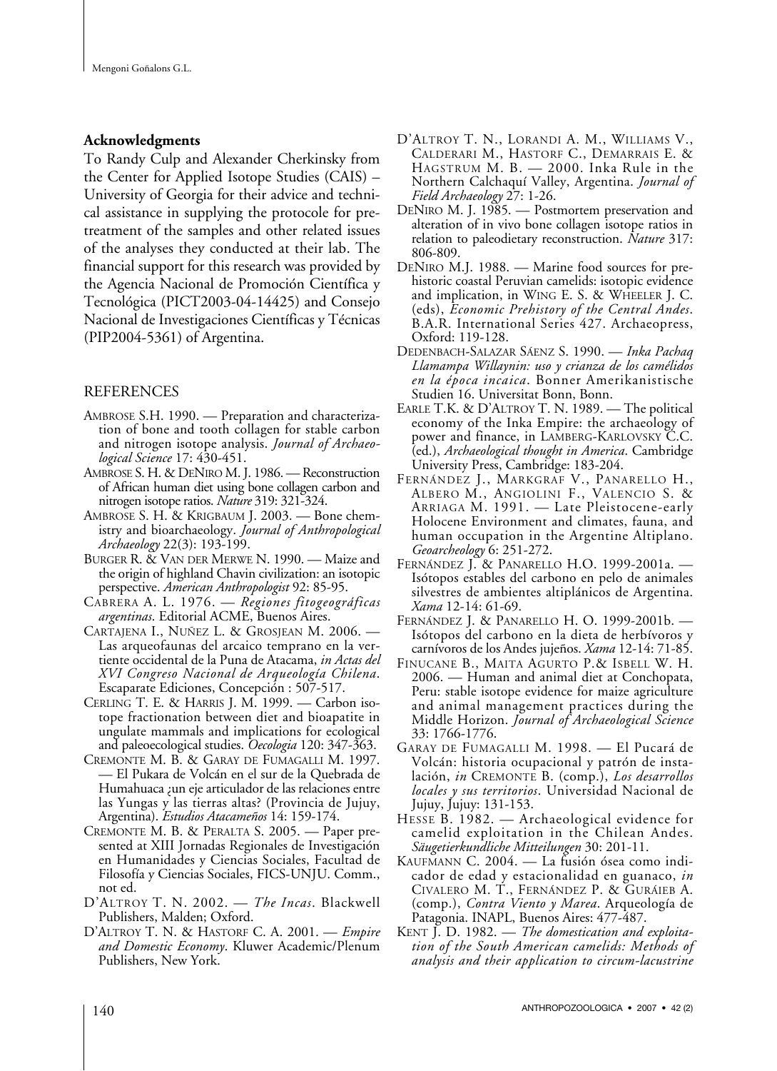**Acknowledgments**

To Randy Culp and Alexander Cherkinsky from the Center for Applied Isotope Studies (CAIS) – University of Georgia for their advice and technical assistance in supplying the protocole for pretreatment of the samples and other related issues of the analyses they conducted at their lab. The financial support for this research was provided by the Agencia Nacional de Promoción Científica y Tecnológica (PICT2003-04-14425) and Consejo Nacional de Investigaciones Científicas y Técnicas (PIP2004-5361) of Argentina.

REFERENCES

AMBROSE S.H. 1990. — Preparation and characterization of bone and tooth collagen for stable carbon and nitrogen isotope analysis. *Journal of Archaeological Science* 17: 430-451.

AMBROSE S. H. & DENIRO M. J. 1986. — Reconstruction of African human diet using bone collagen carbon and nitrogen isotope ratios. *Nature* 319: 321-324.

AMBROSE S. H. & KRIGBAUM J. 2003. — Bone chemistry and bioarchaeology. *Journal of Anthropological Archaeology* 22(3): 193-199.

BURGER R. & VAN DER MERWE N. 1990. — Maize and the origin of highland Chavin civilization: an isotopic perspective. *American Anthropologist* 92: 85-95.

CABRERA A. L. 1976. — *Regiones fitogeográficas argentinas*. Editorial ACME, Buenos Aires.

CARTAJENA I., NUÑEZ L. & GROSJEAN M. 2006. — Las arqueofaunas del arcaico temprano en la vertiente occidental de la Puna de Atacama, *in Actas del XVI Congreso Nacional de Arqueología Chilena*. Escaparate Ediciones, Concepción : 507-517.

CERLING T. E. & HARRIS J. M. 1999. — Carbon isotope fractionation between diet and bioapatite in ungulate mammals and implications for ecological and paleoecological studies. *Oecologia* 120: 347-363.

CREMONTE M. B. & GARAY DE FUMAGALLI M. 1997. — El Pukara de Volcán en el sur de la Quebrada de Humahuaca ¿un eje articulador de las relaciones entre las Yungas y las tierras altas? (Provincia de Jujuy, Argentina). *Estudios Atacameños* 14: 159-174.

CREMONTE M. B. & PERALTA S. 2005. — Paper presented at XIII Jornadas Regionales de Investigación en Humanidades y Ciencias Sociales, Facultad de Filosofía y Ciencias Sociales, FICS-UNJU. Comm., not ed.

D'ALTROY T. N. 2002. — *The Incas*. Blackwell Publishers, Malden; Oxford.

D'ALTROY T. N. & HASTORF C. A. 2001. — *Empire and Domestic Economy*. Kluwer Academic/Plenum Publishers, New York.

D'ALTROY T. N., LORANDI A. M., WILLIAMS V., CALDERARI M., HASTORF C., DEMARRAIS E. & HAGSTRUM M. B. — 2000. Inka Rule in the Northern Calchaquí Valley, Argentina. *Journal of Field Archaeology* 27: 1-26.

DENIRO M. J. 1985. — Postmortem preservation and alteration of in vivo bone collagen isotope ratios in relation to paleodietary reconstruction. *Nature* 317: 806-809.

DENIRO M.J. 1988. — Marine food sources for prehistoric coastal Peruvian camelids: isotopic evidence and implication, in WING E. S. & WHEELER J. C. (eds), *Economic Prehistory of the Central Andes*. B.A.R. International Series 427. Archaeopress, Oxford: 119-128.

DEDENBACH-SALAZAR SÁENZ S. 1990. — *Inka Pachaq Llamampa Willaynin: uso y crianza de los camélidos en la época incaica*. Bonner Amerikanistische Studien 16. Universitat Bonn, Bonn.

EARLE T.K. & D'ALTROY T. N. 1989. — The political economy of the Inka Empire: the archaeology of power and finance, in LAMBERG-KARLOVSKY C.C. (ed.), *Archaeological thought in America*. Cambridge University Press, Cambridge: 183-204.

FERNÁNDEZ J., MARKGRAF V., PANARELLO H., ALBERO M., ANGIOLINI F., VALENCIO S. & ARRIAGA M. 1991. — Late Pleistocene-early Holocene Environment and climates, fauna, and human occupation in the Argentine Altiplano. *Geoarcheology* 6: 251-272.

FERNÁNDEZ J. & PANARELLO H.O. 1999-2001a. — Isótopos estables del carbono en pelo de animales silvestres de ambientes altiplánicos de Argentina. *Xama* 12-14: 61-69.

FERNÁNDEZ J. & PANARELLO H. O. 1999-2001b. — Isótopos del carbono en la dieta de herbívoros y carnívoros de los Andes jujeños. *Xama* 12-14: 71-85.

FINUCANE B., MAITA AGURTO P.& ISBELL W. H. 2006. — Human and animal diet at Conchopata, Peru: stable isotope evidence for maize agriculture and animal management practices during the Middle Horizon. *Journal of Archaeological Science* 33: 1766-1776.

GARAY DE FUMAGALLI M. 1998. — El Pucará de Volcán: historia ocupacional y patrón de instalación, *in* CREMONTE B. (comp.), *Los desarrollos locales y sus territorios*. Universidad Nacional de Jujuy, Jujuy: 131-153.

HESSE B. 1982. — Archaeological evidence for camelid exploitation in the Chilean Andes. *Säugetierkundliche Mitteilungen* 30: 201-11.

KAUFMANN C. 2004. — La fusión ósea como indicador de edad y estacionalidad en guanaco, *in* CIVALERO M. T., FERNÁNDEZ P. & GURÁIEB A. (comp.), *Contra Viento y Marea*. Arqueología de Patagonia. INAPL, Buenos Aires: 477-487.

KENT J. D. 1982. — *The domestication and exploitation of the South American camelids: Methods of analysis and their application to circum-lacustrine*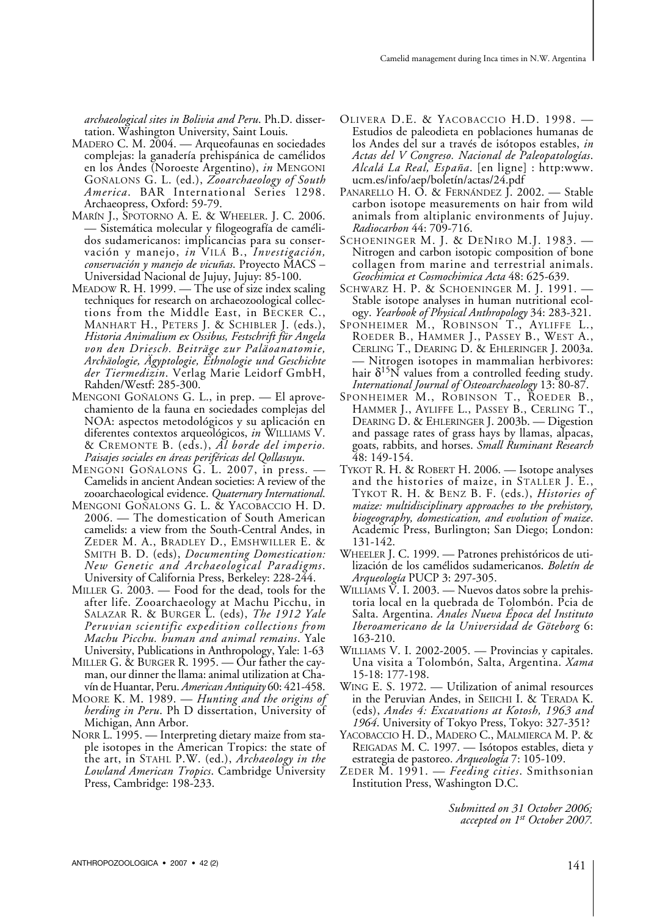*archaeological sites in Bolivia and Peru*. Ph.D. dissertation. Washington University, Saint Louis.

MADERO C. M. 2004. — Arqueofaunas en sociedades complejas: la ganadería prehispánica de camélidos en los Andes (Noroeste Argentino), *in* MENGONI GOÑALONS G. L. (ed.), *Zooarchaeology of South America*. BAR International Series 1298. Archaeopress, Oxford: 59-79.

MARÍN J., SPOTORNO A. E. & WHEELER. J. C. 2006. — Sistemática molecular y filogeografía de camélidos sudamericanos: implicancias para su conservación y manejo, *in* VILÁ B., *Investigación, conservación y manejo de vicuñas*. Proyecto MACS – Universidad Nacional de Jujuy, Jujuy: 85-100.

MEADOW R. H. 1999. — The use of size index scaling techniques for research on archaeozoological collections from the Middle East, in BECKER C., MANHART H., PETERS J. & SCHIBLER J. (eds.), *Historia Animalium ex Ossibus, Festschrift für Angela von den Driesch. Beiträge zur Paläoanatomie, Archäologie, Ägyptologie, Ethnologie und Geschichte der Tiermedizin*. Verlag Marie Leidorf GmbH, Rahden/Westf: 285-300.

MENGONI GOÑALONS G. L., in prep. — El aprovechamiento de la fauna en sociedades complejas del NOA: aspectos metodológicos y su aplicación en diferentes contextos arqueológicos, *in* WILLIAMS V. & CREMONTE B. (eds.), *Al borde del imperio. Paisajes sociales en áreas periféricas del Qollasuyu*.

MENGONI GOÑALONS G. L. 2007, in press. — Camelids in ancient Andean societies: A review of the zooarchaeological evidence. *Quaternary International*.

MENGONI GOÑALONS G. L. & YACOBACCIO H. D. 2006. — The domestication of South American camelids: a view from the South-Central Andes, in ZEDER M. A., BRADLEY D., EMSHWILLER E. & SMITH B. D. (eds), *Documenting Domestication: New Genetic and Archaeological Paradigms*. University of California Press, Berkeley: 228-244.

MILLER G. 2003. — Food for the dead, tools for the after life. Zooarchaeology at Machu Picchu, in SALAZAR R. & BURGER L. (eds), *The 1912 Yale Peruvian scientific expedition collections from Machu Picchu. human and animal remains*. Yale University, Publications in Anthropology, Yale: 1-63

MILLER G. & BURGER R. 1995. — Our father the cayman, our dinner the llama: animal utilization at Chavín de Huantar, Peru. *American Antiquity* 60: 421-458.

MOORE K. M. 1989. — *Hunting and the origins of herding in Peru*. Ph D dissertation, University of Michigan, Ann Arbor.

NORR L. 1995. — Interpreting dietary maize from staple isotopes in the American Tropics: the state of the art, in STAHL P.W. (ed.), *Archaeology in the Lowland American Tropics*. Cambridge University Press, Cambridge: 198-233.

OLIVERA D.E. & YACOBACCIO H.D. 1998. — Estudios de paleodieta en poblaciones humanas de los Andes del sur a través de isótopos estables, *in Actas del V Congreso. Nacional de Paleopatologías. Alcalá La Real, España*. [en ligne] : http:www.ucm.es/info/aep/boletín/actas/24.pdf

PANARELLO H. O. & FERNÁNDEZ J. 2002. — Stable carbon isotope measurements on hair from wild animals from altiplanic environments of Jujuy. *Radiocarbon* 44: 709-716.

SCHOENINGER M. J. & DENIRO M.J. 1983. — Nitrogen and carbon isotopic composition of bone collagen from marine and terrestrial animals. *Geochimica et Cosmochimica Acta* 48: 625-639.

SCHWARZ H. P. & SCHOENINGER M. J. 1991. — Stable isotope analyses in human nutritional ecology. *Yearbook of Physical Anthropology* 34: 283-321.

SPONHEIMER M., ROBINSON T., AYLIFFE L., ROEDER B., HAMMER J., PASSEY B., WEST A., CERLING T., DEARING D. & EHLERINGER J. 2003a. — Nitrogen isotopes in mammalian herbivores: hair $\delta^{15}$N values from a controlled feeding study. *International Journal of Osteoarchaeology* 13: 80-87.

SPONHEIMER M., ROBINSON T., ROEDER B., HAMMER J., AYLIFFE L., PASSEY B., CERLING T., DEARING D. & EHLERINGER J. 2003b. — Digestion and passage rates of grass hays by llamas, alpacas, goats, rabbits, and horses. *Small Ruminant Research* 48: 149-154.

TYKOT R. H. & ROBERT H. 2006. — Isotope analyses and the histories of maize, in STALLER J. E., TYKOT R. H. & BENZ B. F. (eds.), *Histories of maize: multidisciplinary approaches to the prehistory, biogeography, domestication, and evolution of maize*. Academic Press, Burlington; San Diego; London: 131-142.

WHEELER J. C. 1999. — Patrones prehistóricos de utilización de los camélidos sudamericanos. *Boletín de Arqueología* PUCP 3: 297-305.

WILLIAMS V. I. 2003. — Nuevos datos sobre la prehistoria local en la quebrada de Tolombón. Pcia de Salta. Argentina. *Anales Nueva Época del Instituto Iberoamericano de la Universidad de Göteborg* 6: 163-210.

WILLIAMS V. I. 2002-2005. — Provincias y capitales. Una visita a Tolombón, Salta, Argentina. *Xama* 15-18: 177-198.

WING E. S. 1972. — Utilization of animal resources in the Peruvian Andes, in SEIICHI I. & TERADA K. (eds), *Andes 4: Excavations at Kotosh, 1963 and 1964*. University of Tokyo Press, Tokyo: 327-351?

YACOBACCIO H. D., MADERO C., MALMIERCA M. P. & REIGADAS M. C. 1997. — Isótopos estables, dieta y estrategia de pastoreo. *Arqueología* 7: 105-109.

ZEDER M. 1991. — *Feeding cities*. Smithsonian Institution Press, Washington D.C.

*Submitted on 31 October 2006;*
*accepted on 1st October 2007.*